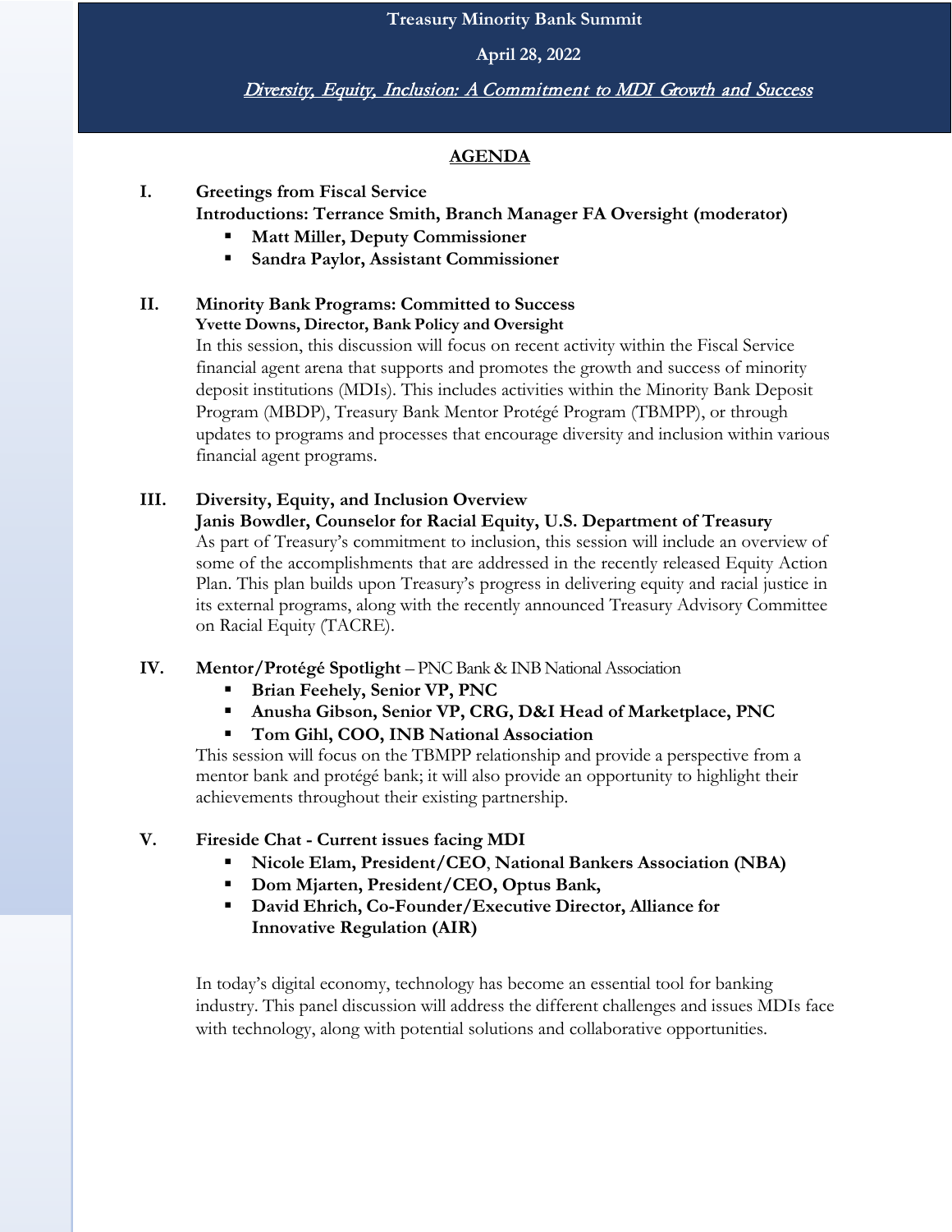**Treasury Minority Bank Summit**

**April 28, 2022**

*Diversity, Equity, Inclusion: A Commitment to MDI Growth and Success*

## AGENDA

**I. Greetings from Fiscal Service**
**Introductions: Terrance Smith, Branch Manager FA Oversight (moderator)**

- **Matt Miller, Deputy Commissioner**
- **Sandra Paylor, Assistant Commissioner**

**II. Minority Bank Programs: Committed to Success**
**Yvette Downs, Director, Bank Policy and Oversight**

In this session, this discussion will focus on recent activity within the Fiscal Service financial agent arena that supports and promotes the growth and success of minority deposit institutions (MDIs). This includes activities within the Minority Bank Deposit Program (MBDP), Treasury Bank Mentor Protégé Program (TBMPP), or through updates to programs and processes that encourage diversity and inclusion within various financial agent programs.

**III. Diversity, Equity, and Inclusion Overview**
**Janis Bowdler, Counselor for Racial Equity, U.S. Department of Treasury**

As part of Treasury's commitment to inclusion, this session will include an overview of some of the accomplishments that are addressed in the recently released Equity Action Plan. This plan builds upon Treasury's progress in delivering equity and racial justice in its external programs, along with the recently announced Treasury Advisory Committee on Racial Equity (TACRE).

**IV. Mentor/Protégé Spotlight** – PNC Bank & INB National Association

- **Brian Feehely, Senior VP, PNC**
- **Anusha Gibson, Senior VP, CRG, D&I Head of Marketplace, PNC**
- **Tom Gihl, COO, INB National Association**

This session will focus on the TBMPP relationship and provide a perspective from a mentor bank and protégé bank; it will also provide an opportunity to highlight their achievements throughout their existing partnership.

**V. Fireside Chat - Current issues facing MDI**

- **Nicole Elam, President/CEO, National Bankers Association (NBA)**
- **Dom Mjarten, President/CEO, Optus Bank,**
- **David Ehrich, Co-Founder/Executive Director, Alliance for Innovative Regulation (AIR)**

In today's digital economy, technology has become an essential tool for banking industry. This panel discussion will address the different challenges and issues MDIs face with technology, along with potential solutions and collaborative opportunities.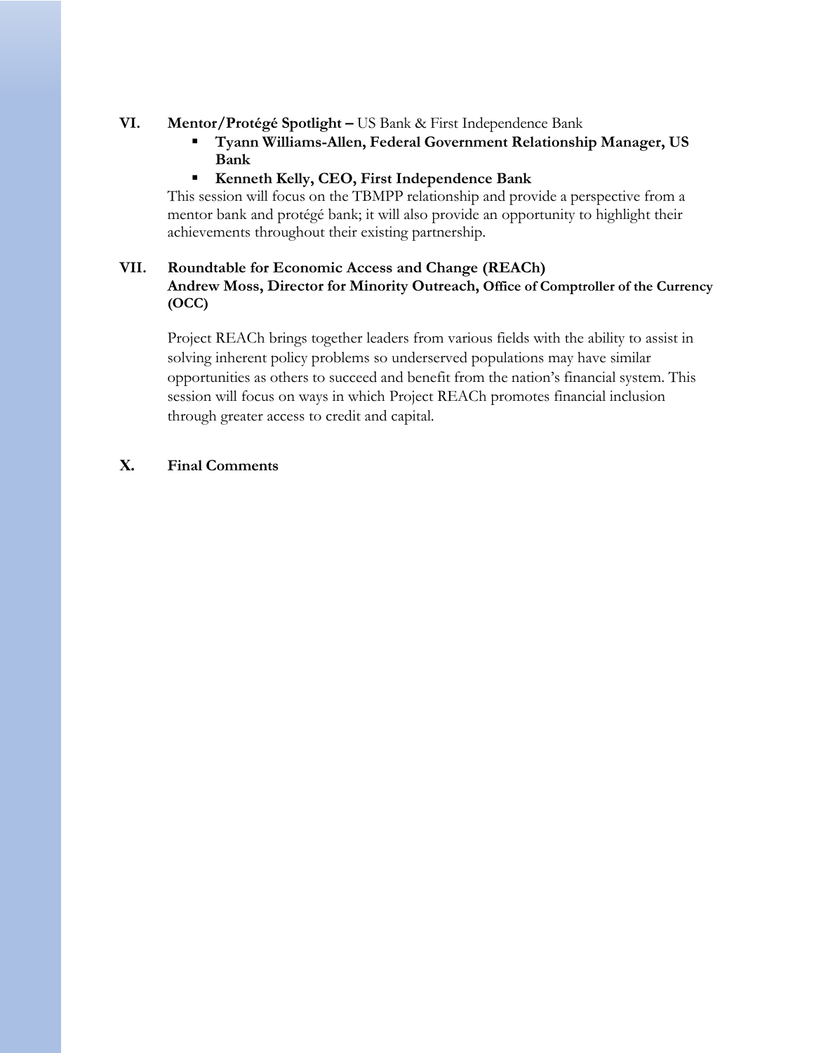**VI. Mentor/Protégé Spotlight –** US Bank & First Independence Bank

- **Tyann Williams-Allen, Federal Government Relationship Manager, US Bank**
- **Kenneth Kelly, CEO, First Independence Bank**

This session will focus on the TBMPP relationship and provide a perspective from a mentor bank and protégé bank; it will also provide an opportunity to highlight their achievements throughout their existing partnership.

**VII. Roundtable for Economic Access and Change (REACh)**
**Andrew Moss, Director for Minority Outreach, Office of Comptroller of the Currency (OCC)**

Project REACh brings together leaders from various fields with the ability to assist in solving inherent policy problems so underserved populations may have similar opportunities as others to succeed and benefit from the nation's financial system. This session will focus on ways in which Project REACh promotes financial inclusion through greater access to credit and capital.

**X. Final Comments**